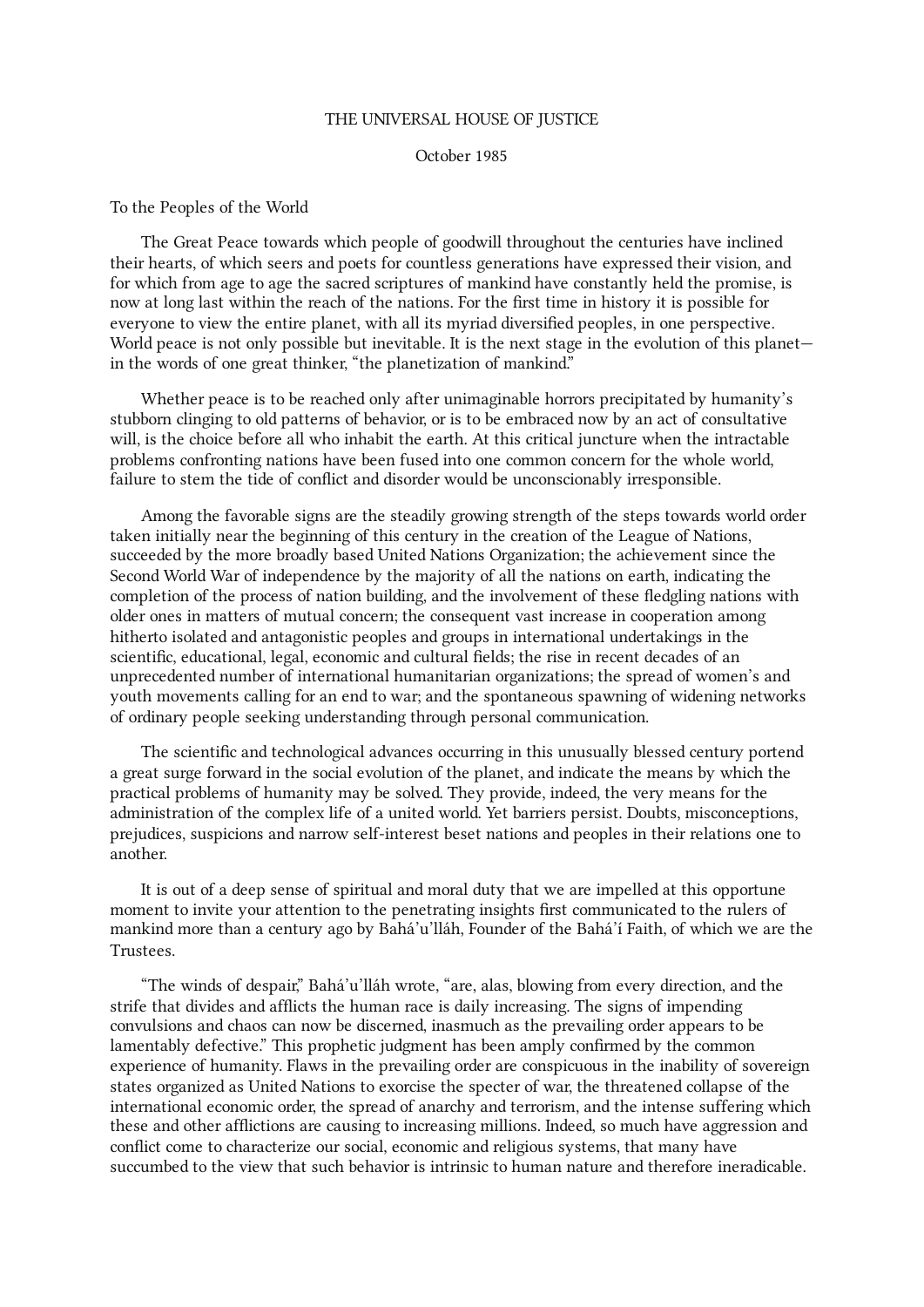THE UNIVERSAL HOUSE OF JUSTICE

October 1985

To the Peoples of the World

The Great Peace towards which people of goodwill throughout the centuries have inclined their hearts, of which seers and poets for countless generations have expressed their vision, and for which from age to age the sacred scriptures of mankind have constantly held the promise, is now at long last within the reach of the nations. For the first time in history it is possible for everyone to view the entire planet, with all its myriad diversified peoples, in one perspective. World peace is not only possible but inevitable. It is the next stage in the evolution of this planet—in the words of one great thinker, “the planetization of mankind.”

Whether peace is to be reached only after unimaginable horrors precipitated by humanity’s stubborn clinging to old patterns of behavior, or is to be embraced now by an act of consultative will, is the choice before all who inhabit the earth. At this critical juncture when the intractable problems confronting nations have been fused into one common concern for the whole world, failure to stem the tide of conflict and disorder would be unconscionably irresponsible.

Among the favorable signs are the steadily growing strength of the steps towards world order taken initially near the beginning of this century in the creation of the League of Nations, succeeded by the more broadly based United Nations Organization; the achievement since the Second World War of independence by the majority of all the nations on earth, indicating the completion of the process of nation building, and the involvement of these fledgling nations with older ones in matters of mutual concern; the consequent vast increase in cooperation among hitherto isolated and antagonistic peoples and groups in international undertakings in the scientific, educational, legal, economic and cultural fields; the rise in recent decades of an unprecedented number of international humanitarian organizations; the spread of women’s and youth movements calling for an end to war; and the spontaneous spawning of widening networks of ordinary people seeking understanding through personal communication.

The scientific and technological advances occurring in this unusually blessed century portend a great surge forward in the social evolution of the planet, and indicate the means by which the practical problems of humanity may be solved. They provide, indeed, the very means for the administration of the complex life of a united world. Yet barriers persist. Doubts, misconceptions, prejudices, suspicions and narrow self-interest beset nations and peoples in their relations one to another.

It is out of a deep sense of spiritual and moral duty that we are impelled at this opportune moment to invite your attention to the penetrating insights first communicated to the rulers of mankind more than a century ago by Bahá’u’lláh, Founder of the Bahá’í Faith, of which we are the Trustees.

“The winds of despair,” Bahá’u’lláh wrote, “are, alas, blowing from every direction, and the strife that divides and afflicts the human race is daily increasing. The signs of impending convulsions and chaos can now be discerned, inasmuch as the prevailing order appears to be lamentably defective.” This prophetic judgment has been amply confirmed by the common experience of humanity. Flaws in the prevailing order are conspicuous in the inability of sovereign states organized as United Nations to exorcise the specter of war, the threatened collapse of the international economic order, the spread of anarchy and terrorism, and the intense suffering which these and other afflictions are causing to increasing millions. Indeed, so much have aggression and conflict come to characterize our social, economic and religious systems, that many have succumbed to the view that such behavior is intrinsic to human nature and therefore ineradicable.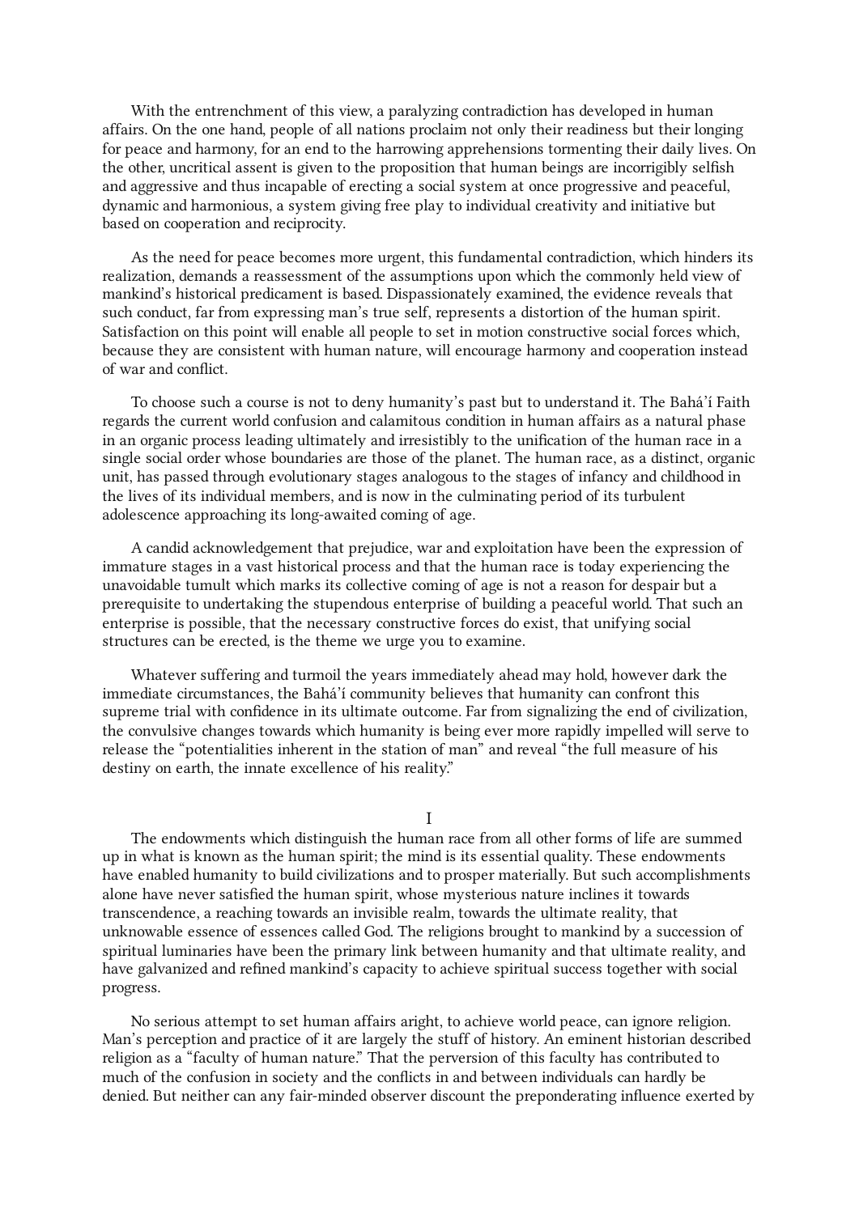With the entrenchment of this view, a paralyzing contradiction has developed in human affairs. On the one hand, people of all nations proclaim not only their readiness but their longing for peace and harmony, for an end to the harrowing apprehensions tormenting their daily lives. On the other, uncritical assent is given to the proposition that human beings are incorrigibly selfish and aggressive and thus incapable of erecting a social system at once progressive and peaceful, dynamic and harmonious, a system giving free play to individual creativity and initiative but based on cooperation and reciprocity.

As the need for peace becomes more urgent, this fundamental contradiction, which hinders its realization, demands a reassessment of the assumptions upon which the commonly held view of mankind's historical predicament is based. Dispassionately examined, the evidence reveals that such conduct, far from expressing man's true self, represents a distortion of the human spirit. Satisfaction on this point will enable all people to set in motion constructive social forces which, because they are consistent with human nature, will encourage harmony and cooperation instead of war and conflict.

To choose such a course is not to deny humanity's past but to understand it. The Bahá'í Faith regards the current world confusion and calamitous condition in human affairs as a natural phase in an organic process leading ultimately and irresistibly to the unification of the human race in a single social order whose boundaries are those of the planet. The human race, as a distinct, organic unit, has passed through evolutionary stages analogous to the stages of infancy and childhood in the lives of its individual members, and is now in the culminating period of its turbulent adolescence approaching its long-awaited coming of age.

A candid acknowledgement that prejudice, war and exploitation have been the expression of immature stages in a vast historical process and that the human race is today experiencing the unavoidable tumult which marks its collective coming of age is not a reason for despair but a prerequisite to undertaking the stupendous enterprise of building a peaceful world. That such an enterprise is possible, that the necessary constructive forces do exist, that unifying social structures can be erected, is the theme we urge you to examine.

Whatever suffering and turmoil the years immediately ahead may hold, however dark the immediate circumstances, the Bahá'í community believes that humanity can confront this supreme trial with confidence in its ultimate outcome. Far from signalizing the end of civilization, the convulsive changes towards which humanity is being ever more rapidly impelled will serve to release the "potentialities inherent in the station of man" and reveal "the full measure of his destiny on earth, the innate excellence of his reality."

## I

The endowments which distinguish the human race from all other forms of life are summed up in what is known as the human spirit; the mind is its essential quality. These endowments have enabled humanity to build civilizations and to prosper materially. But such accomplishments alone have never satisfied the human spirit, whose mysterious nature inclines it towards transcendence, a reaching towards an invisible realm, towards the ultimate reality, that unknowable essence of essences called God. The religions brought to mankind by a succession of spiritual luminaries have been the primary link between humanity and that ultimate reality, and have galvanized and refined mankind's capacity to achieve spiritual success together with social progress.

No serious attempt to set human affairs aright, to achieve world peace, can ignore religion. Man's perception and practice of it are largely the stuff of history. An eminent historian described religion as a "faculty of human nature." That the perversion of this faculty has contributed to much of the confusion in society and the conflicts in and between individuals can hardly be denied. But neither can any fair-minded observer discount the preponderating influence exerted by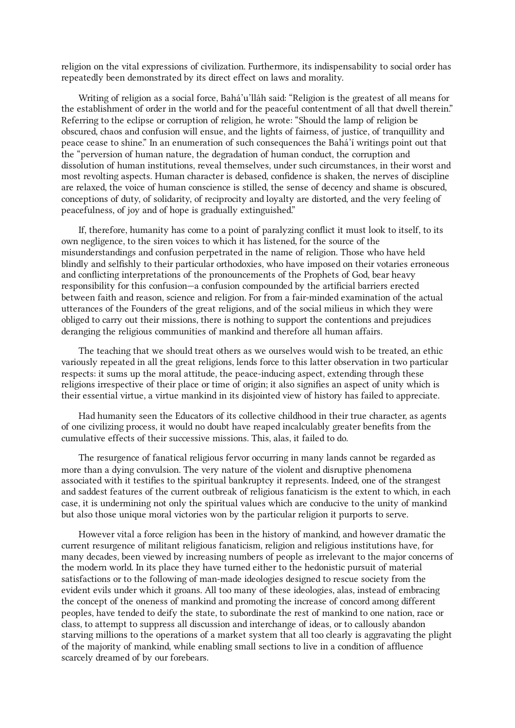religion on the vital expressions of civilization. Furthermore, its indispensability to social order has repeatedly been demonstrated by its direct effect on laws and morality.

Writing of religion as a social force, Bahá'u'lláh said: "Religion is the greatest of all means for the establishment of order in the world and for the peaceful contentment of all that dwell therein." Referring to the eclipse or corruption of religion, he wrote: "Should the lamp of religion be obscured, chaos and confusion will ensue, and the lights of fairness, of justice, of tranquillity and peace cease to shine." In an enumeration of such consequences the Bahá'í writings point out that the "perversion of human nature, the degradation of human conduct, the corruption and dissolution of human institutions, reveal themselves, under such circumstances, in their worst and most revolting aspects. Human character is debased, confidence is shaken, the nerves of discipline are relaxed, the voice of human conscience is stilled, the sense of decency and shame is obscured, conceptions of duty, of solidarity, of reciprocity and loyalty are distorted, and the very feeling of peacefulness, of joy and of hope is gradually extinguished."

If, therefore, humanity has come to a point of paralyzing conflict it must look to itself, to its own negligence, to the siren voices to which it has listened, for the source of the misunderstandings and confusion perpetrated in the name of religion. Those who have held blindly and selfishly to their particular orthodoxies, who have imposed on their votaries erroneous and conflicting interpretations of the pronouncements of the Prophets of God, bear heavy responsibility for this confusion—a confusion compounded by the artificial barriers erected between faith and reason, science and religion. For from a fair-minded examination of the actual utterances of the Founders of the great religions, and of the social milieus in which they were obliged to carry out their missions, there is nothing to support the contentions and prejudices deranging the religious communities of mankind and therefore all human affairs.

The teaching that we should treat others as we ourselves would wish to be treated, an ethic variously repeated in all the great religions, lends force to this latter observation in two particular respects: it sums up the moral attitude, the peace-inducing aspect, extending through these religions irrespective of their place or time of origin; it also signifies an aspect of unity which is their essential virtue, a virtue mankind in its disjointed view of history has failed to appreciate.

Had humanity seen the Educators of its collective childhood in their true character, as agents of one civilizing process, it would no doubt have reaped incalculably greater benefits from the cumulative effects of their successive missions. This, alas, it failed to do.

The resurgence of fanatical religious fervor occurring in many lands cannot be regarded as more than a dying convulsion. The very nature of the violent and disruptive phenomena associated with it testifies to the spiritual bankruptcy it represents. Indeed, one of the strangest and saddest features of the current outbreak of religious fanaticism is the extent to which, in each case, it is undermining not only the spiritual values which are conducive to the unity of mankind but also those unique moral victories won by the particular religion it purports to serve.

However vital a force religion has been in the history of mankind, and however dramatic the current resurgence of militant religious fanaticism, religion and religious institutions have, for many decades, been viewed by increasing numbers of people as irrelevant to the major concerns of the modern world. In its place they have turned either to the hedonistic pursuit of material satisfactions or to the following of man-made ideologies designed to rescue society from the evident evils under which it groans. All too many of these ideologies, alas, instead of embracing the concept of the oneness of mankind and promoting the increase of concord among different peoples, have tended to deify the state, to subordinate the rest of mankind to one nation, race or class, to attempt to suppress all discussion and interchange of ideas, or to callously abandon starving millions to the operations of a market system that all too clearly is aggravating the plight of the majority of mankind, while enabling small sections to live in a condition of affluence scarcely dreamed of by our forebears.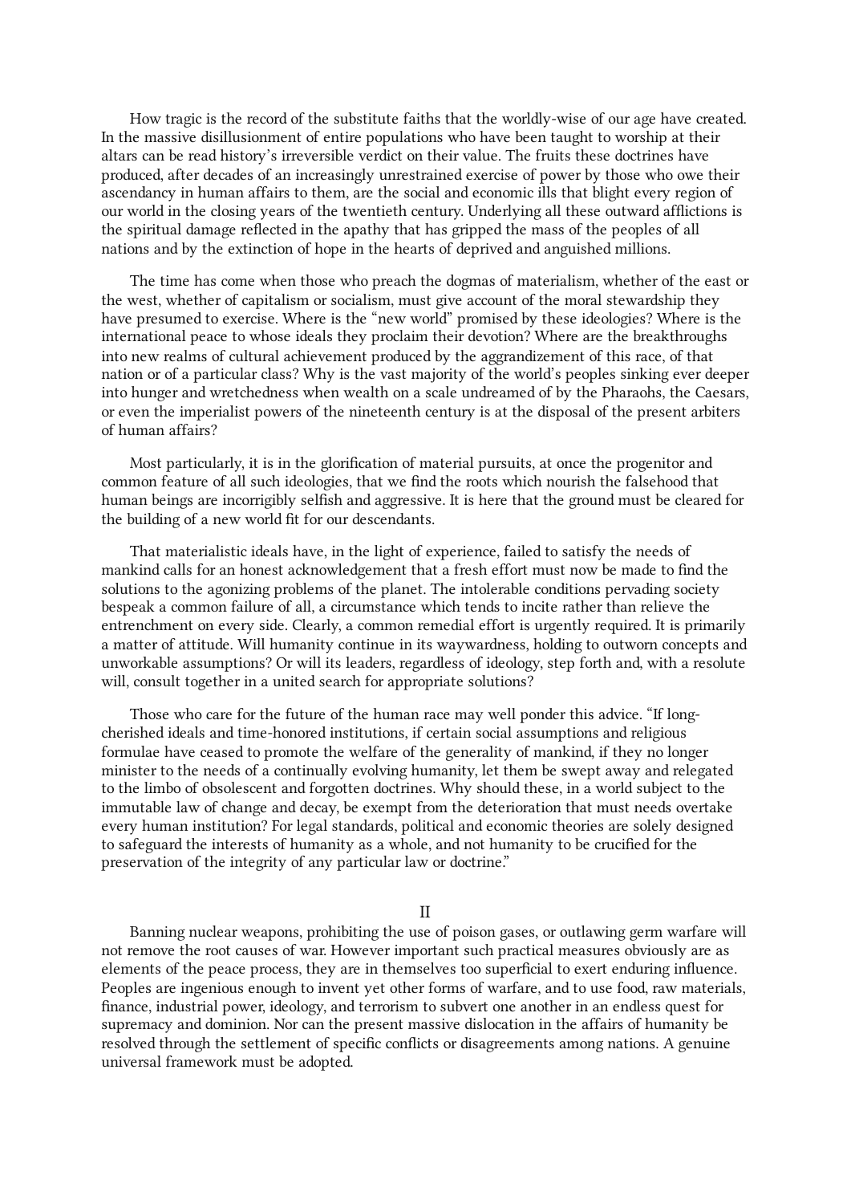How tragic is the record of the substitute faiths that the worldly-wise of our age have created. In the massive disillusionment of entire populations who have been taught to worship at their altars can be read history's irreversible verdict on their value. The fruits these doctrines have produced, after decades of an increasingly unrestrained exercise of power by those who owe their ascendancy in human affairs to them, are the social and economic ills that blight every region of our world in the closing years of the twentieth century. Underlying all these outward afflictions is the spiritual damage reflected in the apathy that has gripped the mass of the peoples of all nations and by the extinction of hope in the hearts of deprived and anguished millions.

The time has come when those who preach the dogmas of materialism, whether of the east or the west, whether of capitalism or socialism, must give account of the moral stewardship they have presumed to exercise. Where is the "new world" promised by these ideologies? Where is the international peace to whose ideals they proclaim their devotion? Where are the breakthroughs into new realms of cultural achievement produced by the aggrandizement of this race, of that nation or of a particular class? Why is the vast majority of the world's peoples sinking ever deeper into hunger and wretchedness when wealth on a scale undreamed of by the Pharaohs, the Caesars, or even the imperialist powers of the nineteenth century is at the disposal of the present arbiters of human affairs?

Most particularly, it is in the glorification of material pursuits, at once the progenitor and common feature of all such ideologies, that we find the roots which nourish the falsehood that human beings are incorrigibly selfish and aggressive. It is here that the ground must be cleared for the building of a new world fit for our descendants.

That materialistic ideals have, in the light of experience, failed to satisfy the needs of mankind calls for an honest acknowledgement that a fresh effort must now be made to find the solutions to the agonizing problems of the planet. The intolerable conditions pervading society bespeak a common failure of all, a circumstance which tends to incite rather than relieve the entrenchment on every side. Clearly, a common remedial effort is urgently required. It is primarily a matter of attitude. Will humanity continue in its waywardness, holding to outworn concepts and unworkable assumptions? Or will its leaders, regardless of ideology, step forth and, with a resolute will, consult together in a united search for appropriate solutions?

Those who care for the future of the human race may well ponder this advice. "If long-cherished ideals and time-honored institutions, if certain social assumptions and religious formulae have ceased to promote the welfare of the generality of mankind, if they no longer minister to the needs of a continually evolving humanity, let them be swept away and relegated to the limbo of obsolescent and forgotten doctrines. Why should these, in a world subject to the immutable law of change and decay, be exempt from the deterioration that must needs overtake every human institution? For legal standards, political and economic theories are solely designed to safeguard the interests of humanity as a whole, and not humanity to be crucified for the preservation of the integrity of any particular law or doctrine."

## II

Banning nuclear weapons, prohibiting the use of poison gases, or outlawing germ warfare will not remove the root causes of war. However important such practical measures obviously are as elements of the peace process, they are in themselves too superficial to exert enduring influence. Peoples are ingenious enough to invent yet other forms of warfare, and to use food, raw materials, finance, industrial power, ideology, and terrorism to subvert one another in an endless quest for supremacy and dominion. Nor can the present massive dislocation in the affairs of humanity be resolved through the settlement of specific conflicts or disagreements among nations. A genuine universal framework must be adopted.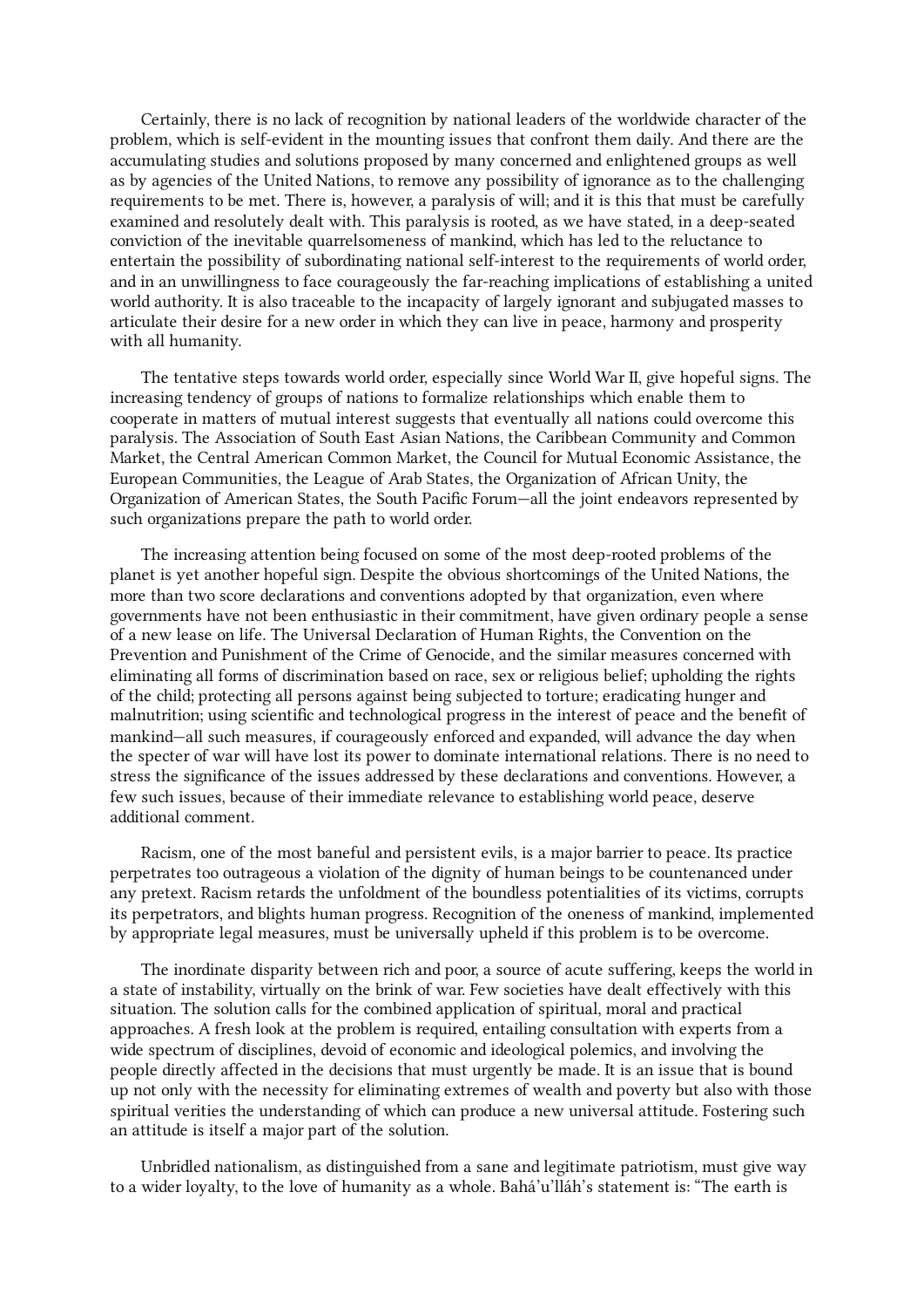Certainly, there is no lack of recognition by national leaders of the worldwide character of the problem, which is self-evident in the mounting issues that confront them daily. And there are the accumulating studies and solutions proposed by many concerned and enlightened groups as well as by agencies of the United Nations, to remove any possibility of ignorance as to the challenging requirements to be met. There is, however, a paralysis of will; and it is this that must be carefully examined and resolutely dealt with. This paralysis is rooted, as we have stated, in a deep-seated conviction of the inevitable quarrelsomeness of mankind, which has led to the reluctance to entertain the possibility of subordinating national self-interest to the requirements of world order, and in an unwillingness to face courageously the far-reaching implications of establishing a united world authority. It is also traceable to the incapacity of largely ignorant and subjugated masses to articulate their desire for a new order in which they can live in peace, harmony and prosperity with all humanity.

The tentative steps towards world order, especially since World War II, give hopeful signs. The increasing tendency of groups of nations to formalize relationships which enable them to cooperate in matters of mutual interest suggests that eventually all nations could overcome this paralysis. The Association of South East Asian Nations, the Caribbean Community and Common Market, the Central American Common Market, the Council for Mutual Economic Assistance, the European Communities, the League of Arab States, the Organization of African Unity, the Organization of American States, the South Pacific Forum—all the joint endeavors represented by such organizations prepare the path to world order.

The increasing attention being focused on some of the most deep-rooted problems of the planet is yet another hopeful sign. Despite the obvious shortcomings of the United Nations, the more than two score declarations and conventions adopted by that organization, even where governments have not been enthusiastic in their commitment, have given ordinary people a sense of a new lease on life. The Universal Declaration of Human Rights, the Convention on the Prevention and Punishment of the Crime of Genocide, and the similar measures concerned with eliminating all forms of discrimination based on race, sex or religious belief; upholding the rights of the child; protecting all persons against being subjected to torture; eradicating hunger and malnutrition; using scientific and technological progress in the interest of peace and the benefit of mankind—all such measures, if courageously enforced and expanded, will advance the day when the specter of war will have lost its power to dominate international relations. There is no need to stress the significance of the issues addressed by these declarations and conventions. However, a few such issues, because of their immediate relevance to establishing world peace, deserve additional comment.

Racism, one of the most baneful and persistent evils, is a major barrier to peace. Its practice perpetrates too outrageous a violation of the dignity of human beings to be countenanced under any pretext. Racism retards the unfoldment of the boundless potentialities of its victims, corrupts its perpetrators, and blights human progress. Recognition of the oneness of mankind, implemented by appropriate legal measures, must be universally upheld if this problem is to be overcome.

The inordinate disparity between rich and poor, a source of acute suffering, keeps the world in a state of instability, virtually on the brink of war. Few societies have dealt effectively with this situation. The solution calls for the combined application of spiritual, moral and practical approaches. A fresh look at the problem is required, entailing consultation with experts from a wide spectrum of disciplines, devoid of economic and ideological polemics, and involving the people directly affected in the decisions that must urgently be made. It is an issue that is bound up not only with the necessity for eliminating extremes of wealth and poverty but also with those spiritual verities the understanding of which can produce a new universal attitude. Fostering such an attitude is itself a major part of the solution.

Unbridled nationalism, as distinguished from a sane and legitimate patriotism, must give way to a wider loyalty, to the love of humanity as a whole. Bahá'u'lláh's statement is: "The earth is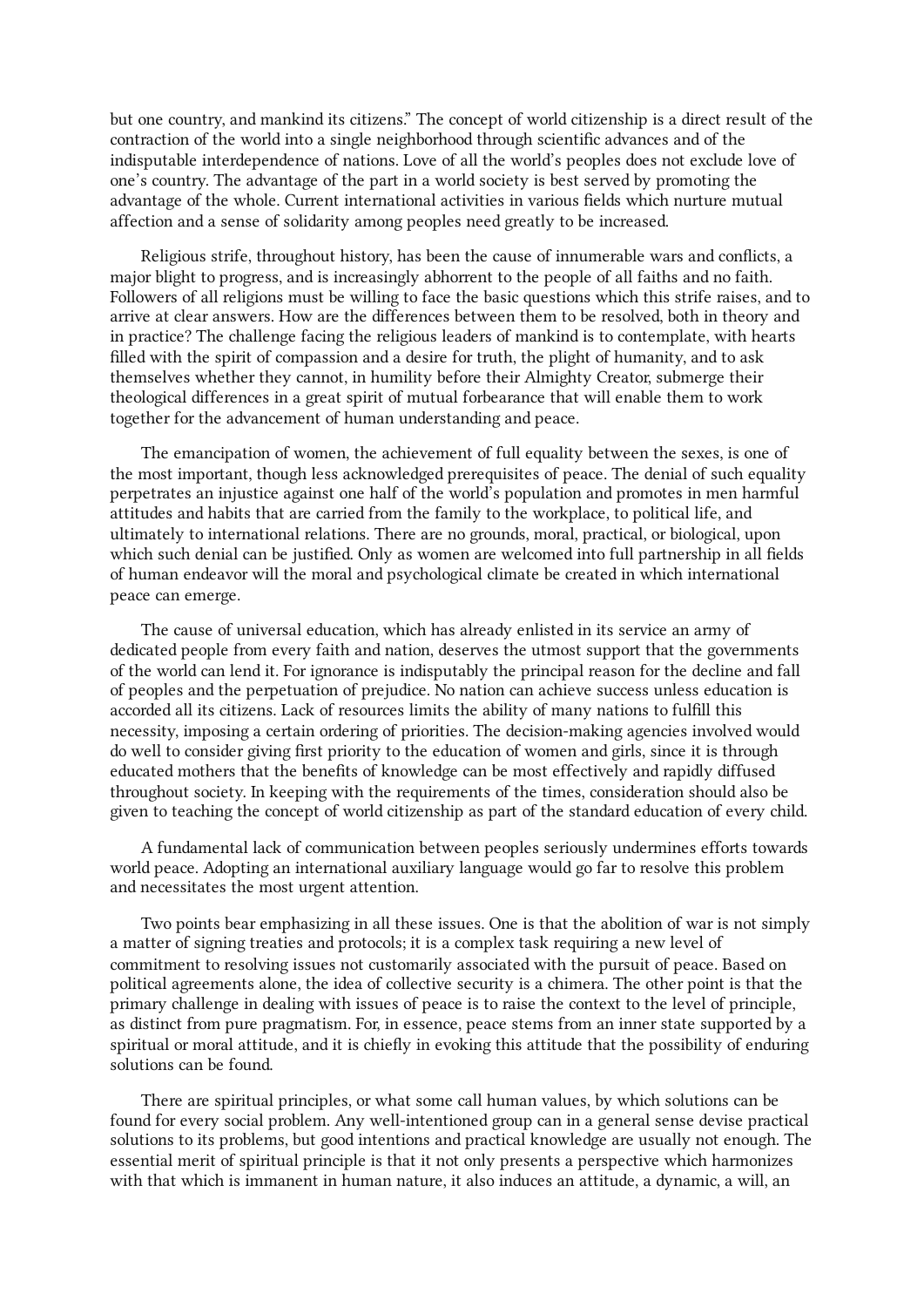but one country, and mankind its citizens." The concept of world citizenship is a direct result of the contraction of the world into a single neighborhood through scientific advances and of the indisputable interdependence of nations. Love of all the world's peoples does not exclude love of one's country. The advantage of the part in a world society is best served by promoting the advantage of the whole. Current international activities in various fields which nurture mutual affection and a sense of solidarity among peoples need greatly to be increased.

Religious strife, throughout history, has been the cause of innumerable wars and conflicts, a major blight to progress, and is increasingly abhorrent to the people of all faiths and no faith. Followers of all religions must be willing to face the basic questions which this strife raises, and to arrive at clear answers. How are the differences between them to be resolved, both in theory and in practice? The challenge facing the religious leaders of mankind is to contemplate, with hearts filled with the spirit of compassion and a desire for truth, the plight of humanity, and to ask themselves whether they cannot, in humility before their Almighty Creator, submerge their theological differences in a great spirit of mutual forbearance that will enable them to work together for the advancement of human understanding and peace.

The emancipation of women, the achievement of full equality between the sexes, is one of the most important, though less acknowledged prerequisites of peace. The denial of such equality perpetrates an injustice against one half of the world's population and promotes in men harmful attitudes and habits that are carried from the family to the workplace, to political life, and ultimately to international relations. There are no grounds, moral, practical, or biological, upon which such denial can be justified. Only as women are welcomed into full partnership in all fields of human endeavor will the moral and psychological climate be created in which international peace can emerge.

The cause of universal education, which has already enlisted in its service an army of dedicated people from every faith and nation, deserves the utmost support that the governments of the world can lend it. For ignorance is indisputably the principal reason for the decline and fall of peoples and the perpetuation of prejudice. No nation can achieve success unless education is accorded all its citizens. Lack of resources limits the ability of many nations to fulfill this necessity, imposing a certain ordering of priorities. The decision-making agencies involved would do well to consider giving first priority to the education of women and girls, since it is through educated mothers that the benefits of knowledge can be most effectively and rapidly diffused throughout society. In keeping with the requirements of the times, consideration should also be given to teaching the concept of world citizenship as part of the standard education of every child.

A fundamental lack of communication between peoples seriously undermines efforts towards world peace. Adopting an international auxiliary language would go far to resolve this problem and necessitates the most urgent attention.

Two points bear emphasizing in all these issues. One is that the abolition of war is not simply a matter of signing treaties and protocols; it is a complex task requiring a new level of commitment to resolving issues not customarily associated with the pursuit of peace. Based on political agreements alone, the idea of collective security is a chimera. The other point is that the primary challenge in dealing with issues of peace is to raise the context to the level of principle, as distinct from pure pragmatism. For, in essence, peace stems from an inner state supported by a spiritual or moral attitude, and it is chiefly in evoking this attitude that the possibility of enduring solutions can be found.

There are spiritual principles, or what some call human values, by which solutions can be found for every social problem. Any well-intentioned group can in a general sense devise practical solutions to its problems, but good intentions and practical knowledge are usually not enough. The essential merit of spiritual principle is that it not only presents a perspective which harmonizes with that which is immanent in human nature, it also induces an attitude, a dynamic, a will, an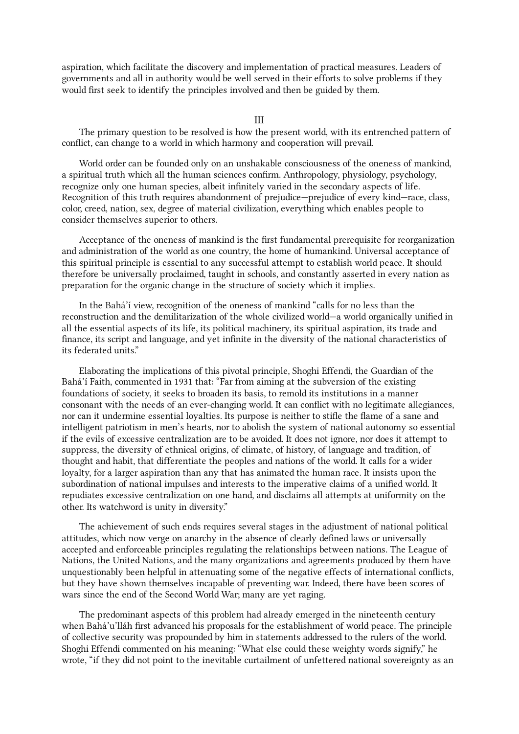aspiration, which facilitate the discovery and implementation of practical measures. Leaders of governments and all in authority would be well served in their efforts to solve problems if they would first seek to identify the principles involved and then be guided by them.

## III

The primary question to be resolved is how the present world, with its entrenched pattern of conflict, can change to a world in which harmony and cooperation will prevail.

World order can be founded only on an unshakable consciousness of the oneness of mankind, a spiritual truth which all the human sciences confirm. Anthropology, physiology, psychology, recognize only one human species, albeit infinitely varied in the secondary aspects of life. Recognition of this truth requires abandonment of prejudice—prejudice of every kind—race, class, color, creed, nation, sex, degree of material civilization, everything which enables people to consider themselves superior to others.

Acceptance of the oneness of mankind is the first fundamental prerequisite for reorganization and administration of the world as one country, the home of humankind. Universal acceptance of this spiritual principle is essential to any successful attempt to establish world peace. It should therefore be universally proclaimed, taught in schools, and constantly asserted in every nation as preparation for the organic change in the structure of society which it implies.

In the Bahá'í view, recognition of the oneness of mankind "calls for no less than the reconstruction and the demilitarization of the whole civilized world—a world organically unified in all the essential aspects of its life, its political machinery, its spiritual aspiration, its trade and finance, its script and language, and yet infinite in the diversity of the national characteristics of its federated units."

Elaborating the implications of this pivotal principle, Shoghi Effendi, the Guardian of the Bahá'í Faith, commented in 1931 that: "Far from aiming at the subversion of the existing foundations of society, it seeks to broaden its basis, to remold its institutions in a manner consonant with the needs of an ever-changing world. It can conflict with no legitimate allegiances, nor can it undermine essential loyalties. Its purpose is neither to stifle the flame of a sane and intelligent patriotism in men's hearts, nor to abolish the system of national autonomy so essential if the evils of excessive centralization are to be avoided. It does not ignore, nor does it attempt to suppress, the diversity of ethnical origins, of climate, of history, of language and tradition, of thought and habit, that differentiate the peoples and nations of the world. It calls for a wider loyalty, for a larger aspiration than any that has animated the human race. It insists upon the subordination of national impulses and interests to the imperative claims of a unified world. It repudiates excessive centralization on one hand, and disclaims all attempts at uniformity on the other. Its watchword is unity in diversity."

The achievement of such ends requires several stages in the adjustment of national political attitudes, which now verge on anarchy in the absence of clearly defined laws or universally accepted and enforceable principles regulating the relationships between nations. The League of Nations, the United Nations, and the many organizations and agreements produced by them have unquestionably been helpful in attenuating some of the negative effects of international conflicts, but they have shown themselves incapable of preventing war. Indeed, there have been scores of wars since the end of the Second World War; many are yet raging.

The predominant aspects of this problem had already emerged in the nineteenth century when Bahá'u'lláh first advanced his proposals for the establishment of world peace. The principle of collective security was propounded by him in statements addressed to the rulers of the world. Shoghi Effendi commented on his meaning: "What else could these weighty words signify," he wrote, "if they did not point to the inevitable curtailment of unfettered national sovereignty as an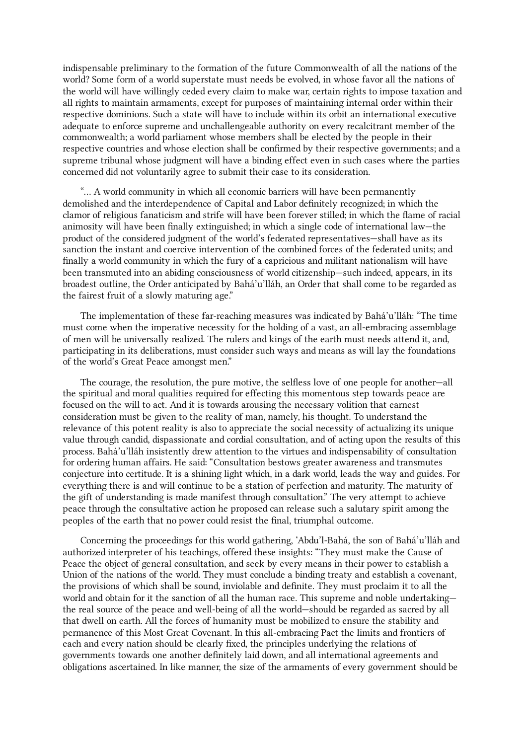indispensable preliminary to the formation of the future Commonwealth of all the nations of the world? Some form of a world superstate must needs be evolved, in whose favor all the nations of the world will have willingly ceded every claim to make war, certain rights to impose taxation and all rights to maintain armaments, except for purposes of maintaining internal order within their respective dominions. Such a state will have to include within its orbit an international executive adequate to enforce supreme and unchallengeable authority on every recalcitrant member of the commonwealth; a world parliament whose members shall be elected by the people in their respective countries and whose election shall be confirmed by their respective governments; and a supreme tribunal whose judgment will have a binding effect even in such cases where the parties concerned did not voluntarily agree to submit their case to its consideration.

"... A world community in which all economic barriers will have been permanently demolished and the interdependence of Capital and Labor definitely recognized; in which the clamor of religious fanaticism and strife will have been forever stilled; in which the flame of racial animosity will have been finally extinguished; in which a single code of international law—the product of the considered judgment of the world's federated representatives—shall have as its sanction the instant and coercive intervention of the combined forces of the federated units; and finally a world community in which the fury of a capricious and militant nationalism will have been transmuted into an abiding consciousness of world citizenship—such indeed, appears, in its broadest outline, the Order anticipated by Bahá'u'lláh, an Order that shall come to be regarded as the fairest fruit of a slowly maturing age."

The implementation of these far-reaching measures was indicated by Bahá'u'lláh: "The time must come when the imperative necessity for the holding of a vast, an all-embracing assemblage of men will be universally realized. The rulers and kings of the earth must needs attend it, and, participating in its deliberations, must consider such ways and means as will lay the foundations of the world's Great Peace amongst men."

The courage, the resolution, the pure motive, the selfless love of one people for another—all the spiritual and moral qualities required for effecting this momentous step towards peace are focused on the will to act. And it is towards arousing the necessary volition that earnest consideration must be given to the reality of man, namely, his thought. To understand the relevance of this potent reality is also to appreciate the social necessity of actualizing its unique value through candid, dispassionate and cordial consultation, and of acting upon the results of this process. Bahá'u'lláh insistently drew attention to the virtues and indispensability of consultation for ordering human affairs. He said: "Consultation bestows greater awareness and transmutes conjecture into certitude. It is a shining light which, in a dark world, leads the way and guides. For everything there is and will continue to be a station of perfection and maturity. The maturity of the gift of understanding is made manifest through consultation." The very attempt to achieve peace through the consultative action he proposed can release such a salutary spirit among the peoples of the earth that no power could resist the final, triumphal outcome.

Concerning the proceedings for this world gathering, 'Abdu'l-Bahá, the son of Bahá'u'lláh and authorized interpreter of his teachings, offered these insights: "They must make the Cause of Peace the object of general consultation, and seek by every means in their power to establish a Union of the nations of the world. They must conclude a binding treaty and establish a covenant, the provisions of which shall be sound, inviolable and definite. They must proclaim it to all the world and obtain for it the sanction of all the human race. This supreme and noble undertaking—the real source of the peace and well-being of all the world—should be regarded as sacred by all that dwell on earth. All the forces of humanity must be mobilized to ensure the stability and permanence of this Most Great Covenant. In this all-embracing Pact the limits and frontiers of each and every nation should be clearly fixed, the principles underlying the relations of governments towards one another definitely laid down, and all international agreements and obligations ascertained. In like manner, the size of the armaments of every government should be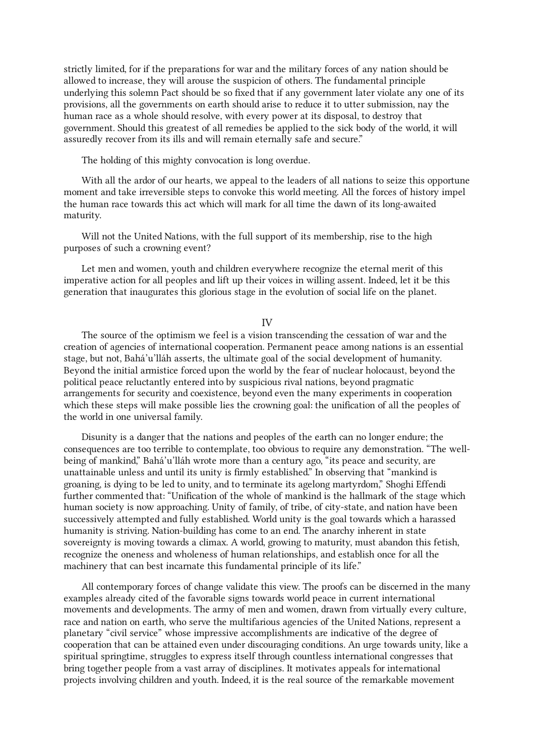strictly limited, for if the preparations for war and the military forces of any nation should be allowed to increase, they will arouse the suspicion of others. The fundamental principle underlying this solemn Pact should be so fixed that if any government later violate any one of its provisions, all the governments on earth should arise to reduce it to utter submission, nay the human race as a whole should resolve, with every power at its disposal, to destroy that government. Should this greatest of all remedies be applied to the sick body of the world, it will assuredly recover from its ills and will remain eternally safe and secure."

The holding of this mighty convocation is long overdue.

With all the ardor of our hearts, we appeal to the leaders of all nations to seize this opportune moment and take irreversible steps to convoke this world meeting. All the forces of history impel the human race towards this act which will mark for all time the dawn of its long-awaited maturity.

Will not the United Nations, with the full support of its membership, rise to the high purposes of such a crowning event?

Let men and women, youth and children everywhere recognize the eternal merit of this imperative action for all peoples and lift up their voices in willing assent. Indeed, let it be this generation that inaugurates this glorious stage in the evolution of social life on the planet.

## IV

The source of the optimism we feel is a vision transcending the cessation of war and the creation of agencies of international cooperation. Permanent peace among nations is an essential stage, but not, Bahá'u'lláh asserts, the ultimate goal of the social development of humanity. Beyond the initial armistice forced upon the world by the fear of nuclear holocaust, beyond the political peace reluctantly entered into by suspicious rival nations, beyond pragmatic arrangements for security and coexistence, beyond even the many experiments in cooperation which these steps will make possible lies the crowning goal: the unification of all the peoples of the world in one universal family.

Disunity is a danger that the nations and peoples of the earth can no longer endure; the consequences are too terrible to contemplate, too obvious to require any demonstration. "The well-being of mankind," Bahá'u'lláh wrote more than a century ago, "its peace and security, are unattainable unless and until its unity is firmly established." In observing that "mankind is groaning, is dying to be led to unity, and to terminate its agelong martyrdom," Shoghi Effendi further commented that: "Unification of the whole of mankind is the hallmark of the stage which human society is now approaching. Unity of family, of tribe, of city-state, and nation have been successively attempted and fully established. World unity is the goal towards which a harassed humanity is striving. Nation-building has come to an end. The anarchy inherent in state sovereignty is moving towards a climax. A world, growing to maturity, must abandon this fetish, recognize the oneness and wholeness of human relationships, and establish once for all the machinery that can best incarnate this fundamental principle of its life."

All contemporary forces of change validate this view. The proofs can be discerned in the many examples already cited of the favorable signs towards world peace in current international movements and developments. The army of men and women, drawn from virtually every culture, race and nation on earth, who serve the multifarious agencies of the United Nations, represent a planetary "civil service" whose impressive accomplishments are indicative of the degree of cooperation that can be attained even under discouraging conditions. An urge towards unity, like a spiritual springtime, struggles to express itself through countless international congresses that bring together people from a vast array of disciplines. It motivates appeals for international projects involving children and youth. Indeed, it is the real source of the remarkable movement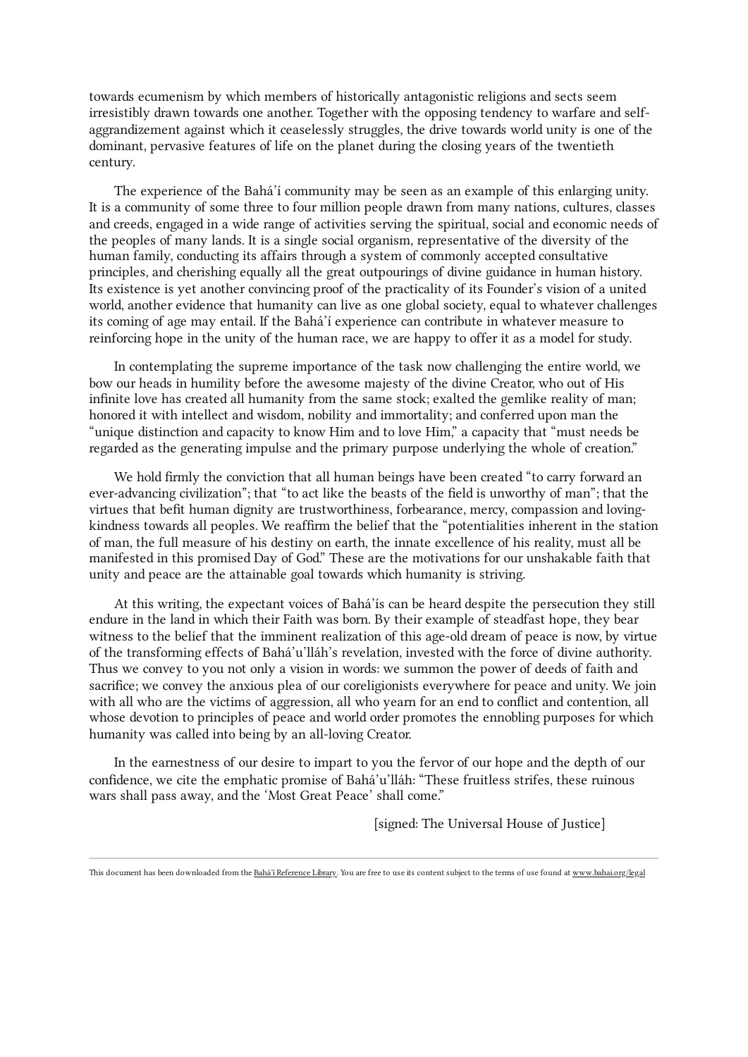towards ecumenism by which members of historically antagonistic religions and sects seem irresistibly drawn towards one another. Together with the opposing tendency to warfare and self-aggrandizement against which it ceaselessly struggles, the drive towards world unity is one of the dominant, pervasive features of life on the planet during the closing years of the twentieth century.

The experience of the Bahá'í community may be seen as an example of this enlarging unity. It is a community of some three to four million people drawn from many nations, cultures, classes and creeds, engaged in a wide range of activities serving the spiritual, social and economic needs of the peoples of many lands. It is a single social organism, representative of the diversity of the human family, conducting its affairs through a system of commonly accepted consultative principles, and cherishing equally all the great outpourings of divine guidance in human history. Its existence is yet another convincing proof of the practicality of its Founder's vision of a united world, another evidence that humanity can live as one global society, equal to whatever challenges its coming of age may entail. If the Bahá'í experience can contribute in whatever measure to reinforcing hope in the unity of the human race, we are happy to offer it as a model for study.

In contemplating the supreme importance of the task now challenging the entire world, we bow our heads in humility before the awesome majesty of the divine Creator, who out of His infinite love has created all humanity from the same stock; exalted the gemlike reality of man; honored it with intellect and wisdom, nobility and immortality; and conferred upon man the "unique distinction and capacity to know Him and to love Him," a capacity that "must needs be regarded as the generating impulse and the primary purpose underlying the whole of creation."

We hold firmly the conviction that all human beings have been created "to carry forward an ever-advancing civilization"; that "to act like the beasts of the field is unworthy of man"; that the virtues that befit human dignity are trustworthiness, forbearance, mercy, compassion and loving-kindness towards all peoples. We reaffirm the belief that the "potentialities inherent in the station of man, the full measure of his destiny on earth, the innate excellence of his reality, must all be manifested in this promised Day of God." These are the motivations for our unshakable faith that unity and peace are the attainable goal towards which humanity is striving.

At this writing, the expectant voices of Bahá'ís can be heard despite the persecution they still endure in the land in which their Faith was born. By their example of steadfast hope, they bear witness to the belief that the imminent realization of this age-old dream of peace is now, by virtue of the transforming effects of Bahá'u'lláh's revelation, invested with the force of divine authority. Thus we convey to you not only a vision in words: we summon the power of deeds of faith and sacrifice; we convey the anxious plea of our coreligionists everywhere for peace and unity. We join with all who are the victims of aggression, all who yearn for an end to conflict and contention, all whose devotion to principles of peace and world order promotes the ennobling purposes for which humanity was called into being by an all-loving Creator.

In the earnestness of our desire to impart to you the fervor of our hope and the depth of our confidence, we cite the emphatic promise of Bahá'u'lláh: "These fruitless strifes, these ruinous wars shall pass away, and the 'Most Great Peace' shall come."

[signed: The Universal House of Justice]

This document has been downloaded from the Bahá'í Reference Library. You are free to use its content subject to the terms of use found at www.bahai.org/legal